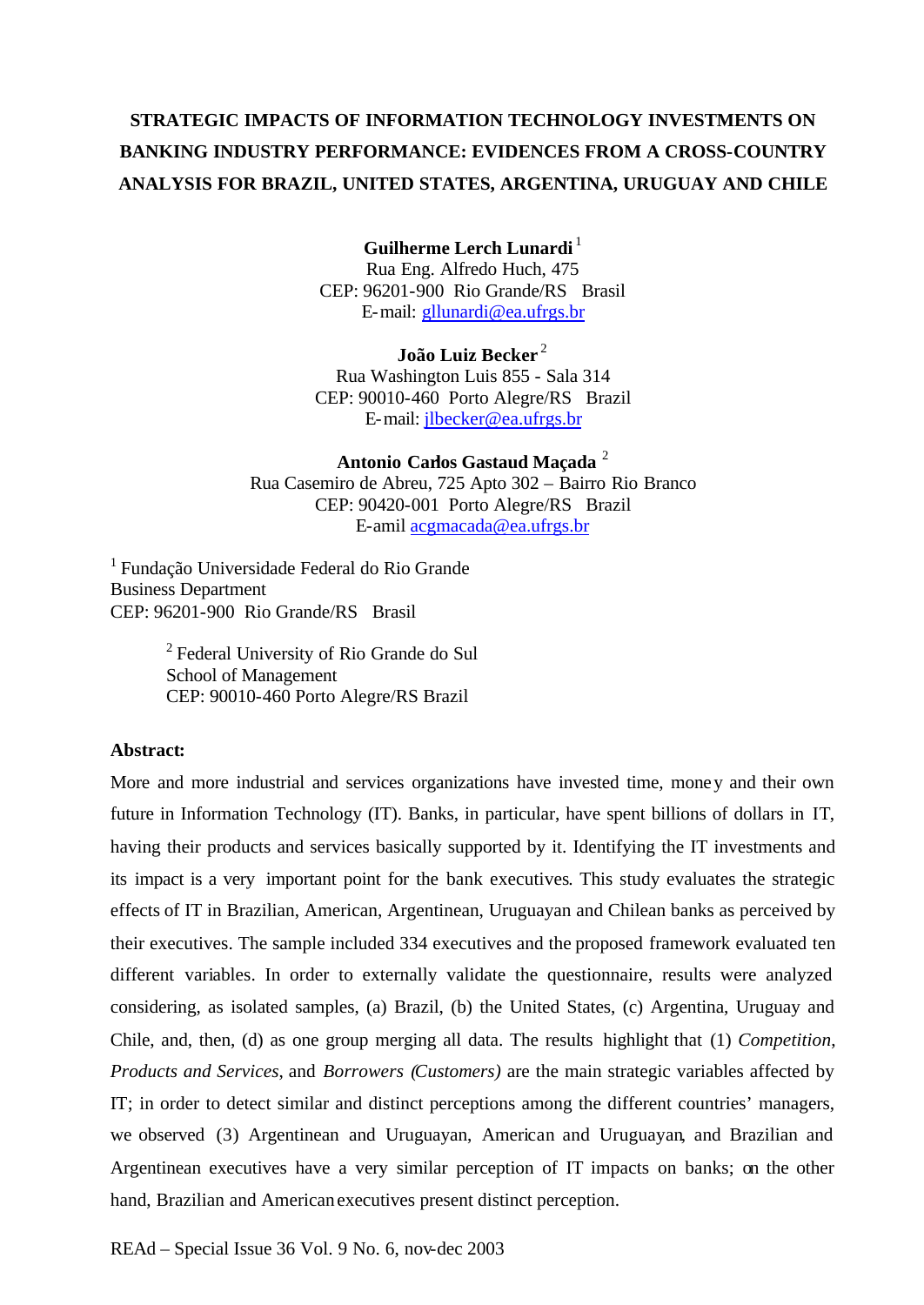# STRATEGIC IMPACTS OF INFORMATION TECHNOLOGY INVESTMENTS ON BANKING INDUSTRY PERFORMANCE: EVIDENCES FROM A CROSS-COUNTRY ANALYSIS FOR BRAZIL, UNITED STATES, ARGENTINA, URUGUAY AND CHILE

**Guilherme Lerch Lunardi** [1]
Rua Eng. Alfredo Huch, 475
CEP: 96201-900 Rio Grande/RS Brasil
E-mail: gllunardi@ea.ufrgs.br

**João Luiz Becker** [2]
Rua Washington Luis 855 - Sala 314
CEP: 90010-460 Porto Alegre/RS Brazil
E-mail: jlbecker@ea.ufrgs.br

**Antonio Carlos Gastaud Maçada** [2]
Rua Casemiro de Abreu, 725 Apto 302 – Bairro Rio Branco
CEP: 90420-001 Porto Alegre/RS Brazil
E-amil acgmacada@ea.ufrgs.br

[1] Fundação Universidade Federal do Rio Grande
Business Department
CEP: 96201-900 Rio Grande/RS Brasil

[2] Federal University of Rio Grande do Sul
School of Management
CEP: 90010-460 Porto Alegre/RS Brazil

**Abstract:**

More and more industrial and services organizations have invested time, money and their own future in Information Technology (IT). Banks, in particular, have spent billions of dollars in IT, having their products and services basically supported by it. Identifying the IT investments and its impact is a very important point for the bank executives. This study evaluates the strategic effects of IT in Brazilian, American, Argentinean, Uruguayan and Chilean banks as perceived by their executives. The sample included 334 executives and the proposed framework evaluated ten different variables. In order to externally validate the questionnaire, results were analyzed considering, as isolated samples, (a) Brazil, (b) the United States, (c) Argentina, Uruguay and Chile, and, then, (d) as one group merging all data. The results highlight that (1) *Competition*, *Products and Services*, and *Borrowers (Customers)* are the main strategic variables affected by IT; in order to detect similar and distinct perceptions among the different countries' managers, we observed (3) Argentinean and Uruguayan, American and Uruguayan, and Brazilian and Argentinean executives have a very similar perception of IT impacts on banks; on the other hand, Brazilian and American executives present distinct perception.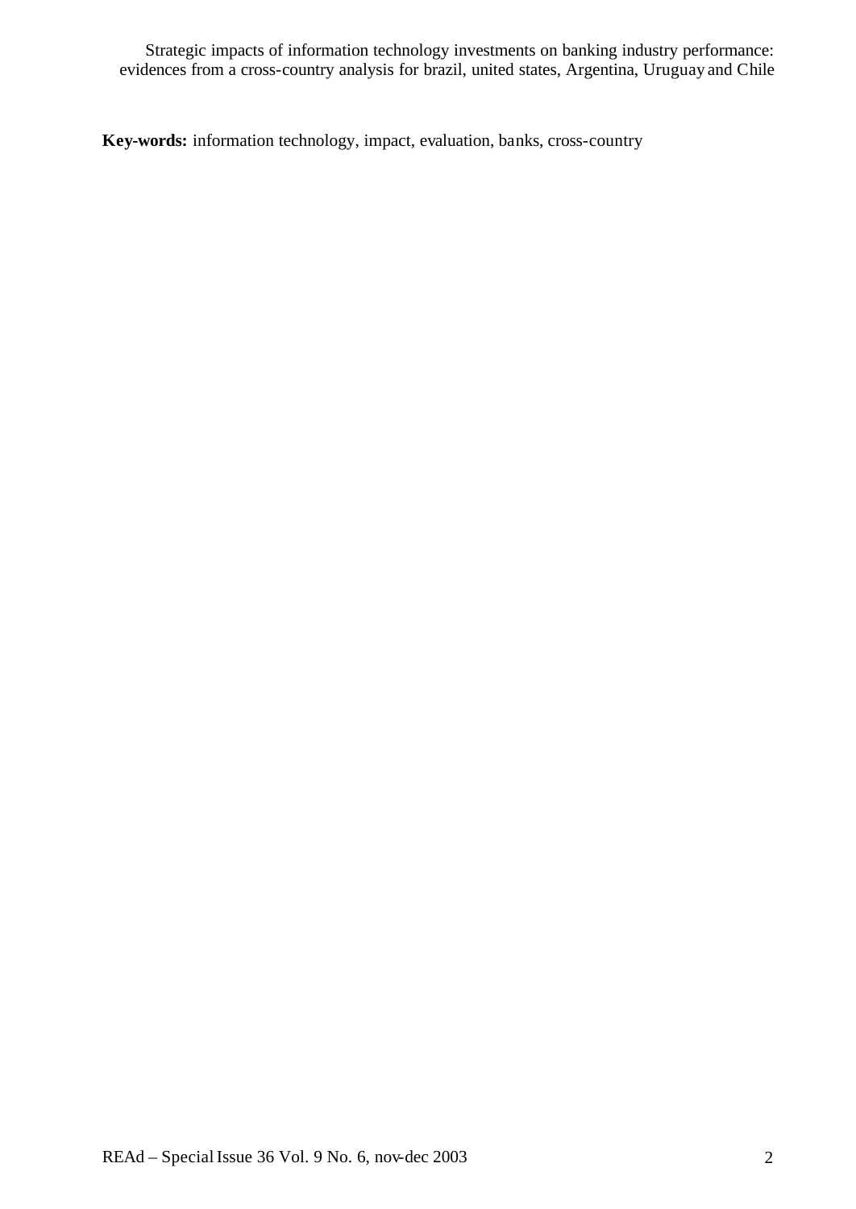**Key-words:** information technology, impact, evaluation, banks, cross-country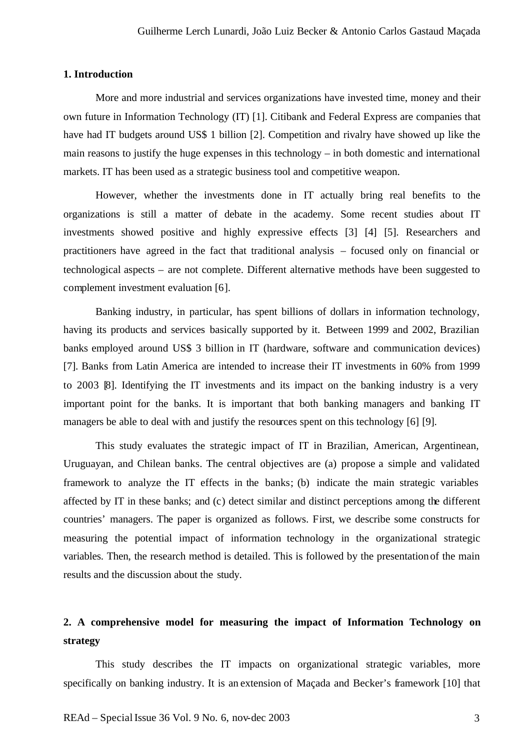## 1. Introduction

More and more industrial and services organizations have invested time, money and their own future in Information Technology (IT) [1]. Citibank and Federal Express are companies that have had IT budgets around US$ 1 billion [2]. Competition and rivalry have showed up like the main reasons to justify the huge expenses in this technology – in both domestic and international markets. IT has been used as a strategic business tool and competitive weapon.

However, whether the investments done in IT actually bring real benefits to the organizations is still a matter of debate in the academy. Some recent studies about IT investments showed positive and highly expressive effects [3] [4] [5]. Researchers and practitioners have agreed in the fact that traditional analysis – focused only on financial or technological aspects – are not complete. Different alternative methods have been suggested to complement investment evaluation [6].

Banking industry, in particular, has spent billions of dollars in information technology, having its products and services basically supported by it. Between 1999 and 2002, Brazilian banks employed around US$ 3 billion in IT (hardware, software and communication devices) [7]. Banks from Latin America are intended to increase their IT investments in 60% from 1999 to 2003 [8]. Identifying the IT investments and its impact on the banking industry is a very important point for the banks. It is important that both banking managers and banking IT managers be able to deal with and justify the resources spent on this technology [6] [9].

This study evaluates the strategic impact of IT in Brazilian, American, Argentinean, Uruguayan, and Chilean banks. The central objectives are (a) propose a simple and validated framework to analyze the IT effects in the banks; (b) indicate the main strategic variables affected by IT in these banks; and (c) detect similar and distinct perceptions among the different countries' managers. The paper is organized as follows. First, we describe some constructs for measuring the potential impact of information technology in the organizational strategic variables. Then, the research method is detailed. This is followed by the presentation of the main results and the discussion about the study.

## 2. A comprehensive model for measuring the impact of Information Technology on strategy

This study describes the IT impacts on organizational strategic variables, more specifically on banking industry. It is an extension of Maçada and Becker's framework [10] that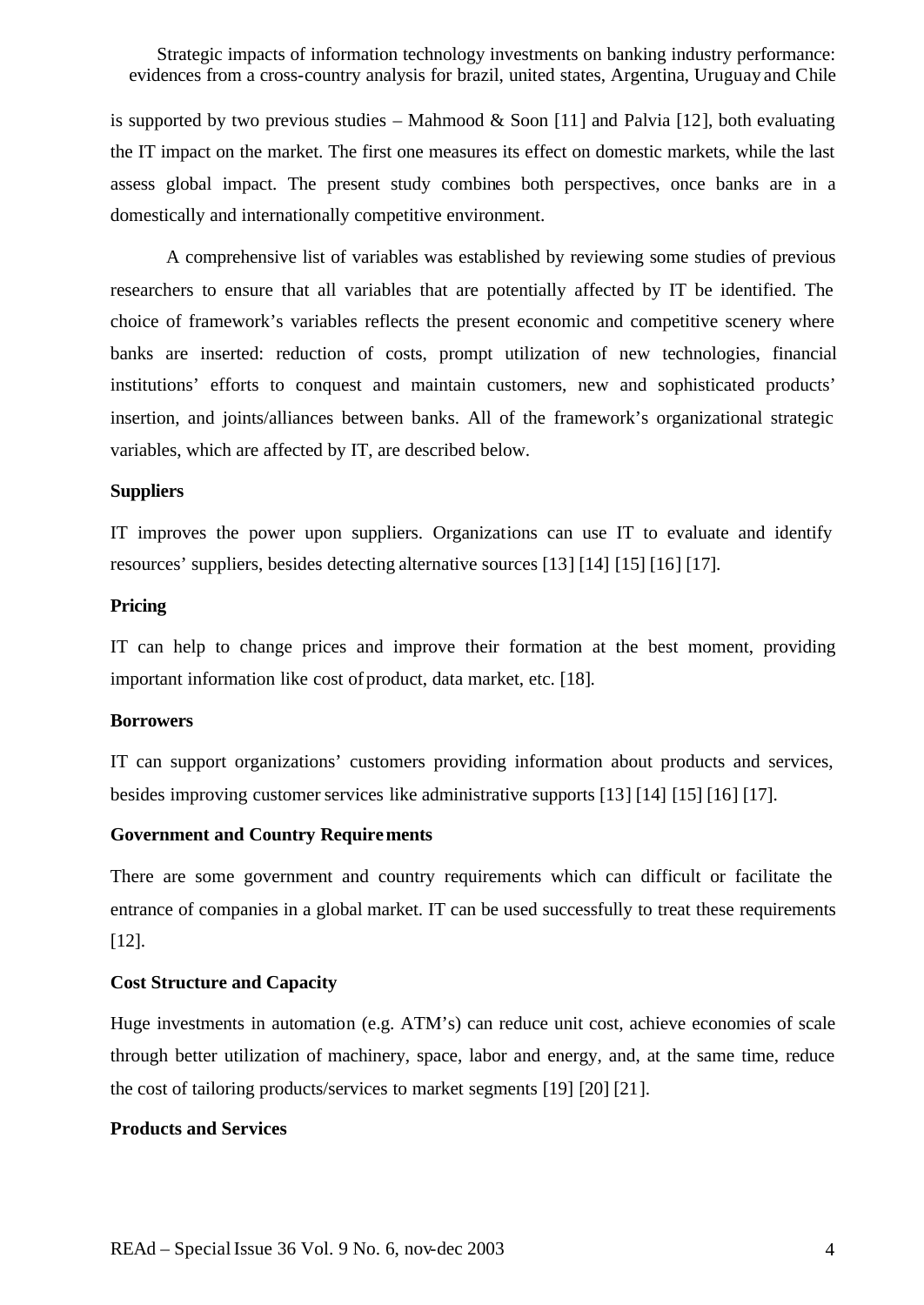is supported by two previous studies – Mahmood & Soon [11] and Palvia [12], both evaluating the IT impact on the market. The first one measures its effect on domestic markets, while the last assess global impact. The present study combines both perspectives, once banks are in a domestically and internationally competitive environment.

A comprehensive list of variables was established by reviewing some studies of previous researchers to ensure that all variables that are potentially affected by IT be identified. The choice of framework's variables reflects the present economic and competitive scenery where banks are inserted: reduction of costs, prompt utilization of new technologies, financial institutions' efforts to conquest and maintain customers, new and sophisticated products' insertion, and joints/alliances between banks. All of the framework's organizational strategic variables, which are affected by IT, are described below.

**Suppliers**

IT improves the power upon suppliers. Organizations can use IT to evaluate and identify resources' suppliers, besides detecting alternative sources [13] [14] [15] [16] [17].

**Pricing**

IT can help to change prices and improve their formation at the best moment, providing important information like cost of product, data market, etc. [18].

**Borrowers**

IT can support organizations' customers providing information about products and services, besides improving customer services like administrative supports [13] [14] [15] [16] [17].

**Government and Country Requirements**

There are some government and country requirements which can difficult or facilitate the entrance of companies in a global market. IT can be used successfully to treat these requirements [12].

**Cost Structure and Capacity**

Huge investments in automation (e.g. ATM's) can reduce unit cost, achieve economies of scale through better utilization of machinery, space, labor and energy, and, at the same time, reduce the cost of tailoring products/services to market segments [19] [20] [21].

**Products and Services**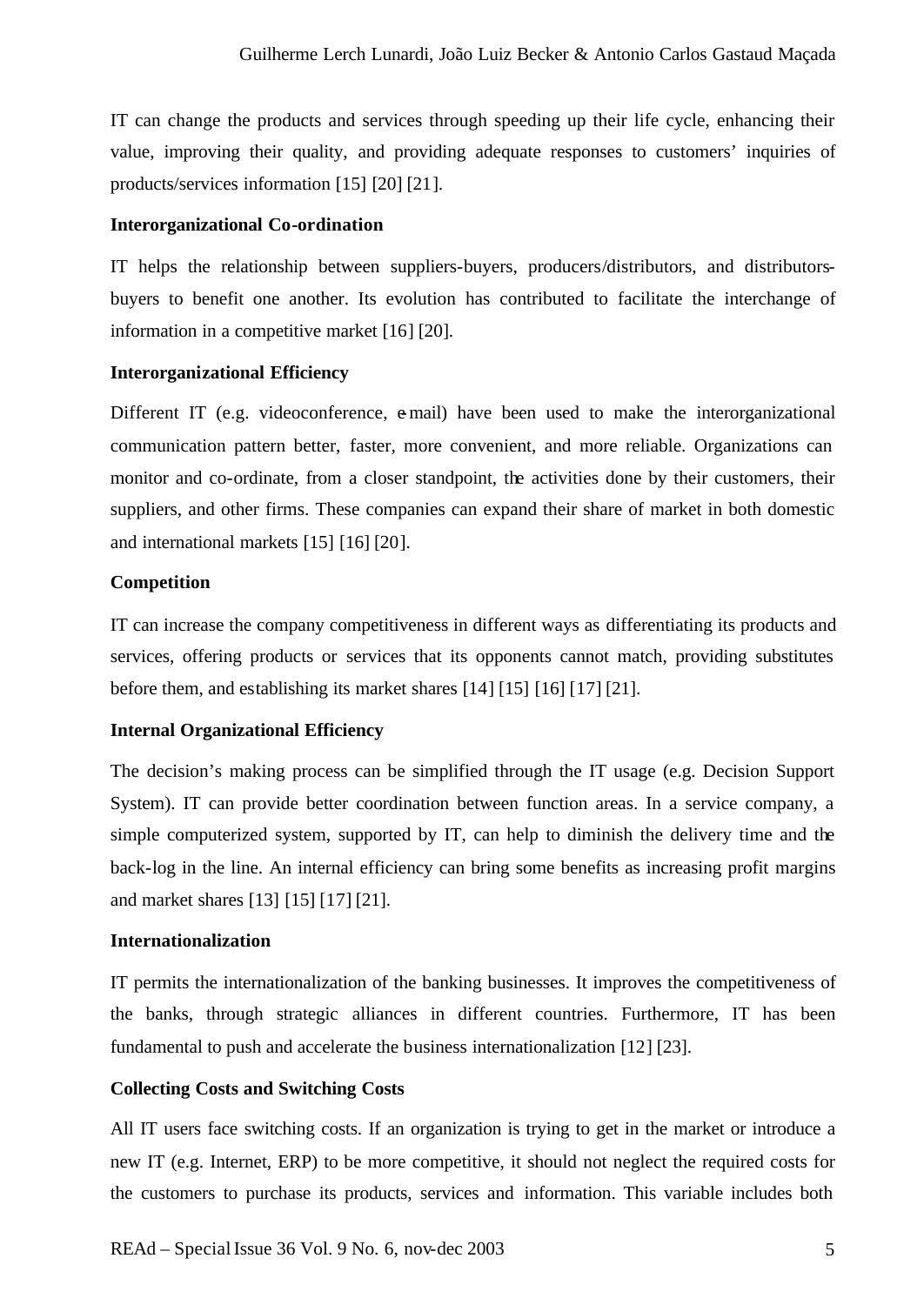IT can change the products and services through speeding up their life cycle, enhancing their value, improving their quality, and providing adequate responses to customers' inquiries of products/services information [15] [20] [21].

**Interorganizational Co-ordination**

IT helps the relationship between suppliers-buyers, producers/distributors, and distributors-buyers to benefit one another. Its evolution has contributed to facilitate the interchange of information in a competitive market [16] [20].

**Interorganizational Efficiency**

Different IT (e.g. videoconference, e-mail) have been used to make the interorganizational communication pattern better, faster, more convenient, and more reliable. Organizations can monitor and co-ordinate, from a closer standpoint, the activities done by their customers, their suppliers, and other firms. These companies can expand their share of market in both domestic and international markets [15] [16] [20].

**Competition**

IT can increase the company competitiveness in different ways as differentiating its products and services, offering products or services that its opponents cannot match, providing substitutes before them, and establishing its market shares [14] [15] [16] [17] [21].

**Internal Organizational Efficiency**

The decision's making process can be simplified through the IT usage (e.g. Decision Support System). IT can provide better coordination between function areas. In a service company, a simple computerized system, supported by IT, can help to diminish the delivery time and the back-log in the line. An internal efficiency can bring some benefits as increasing profit margins and market shares [13] [15] [17] [21].

**Internationalization**

IT permits the internationalization of the banking businesses. It improves the competitiveness of the banks, through strategic alliances in different countries. Furthermore, IT has been fundamental to push and accelerate the business internationalization [12] [23].

**Collecting Costs and Switching Costs**

All IT users face switching costs. If an organization is trying to get in the market or introduce a new IT (e.g. Internet, ERP) to be more competitive, it should not neglect the required costs for the customers to purchase its products, services and information. This variable includes both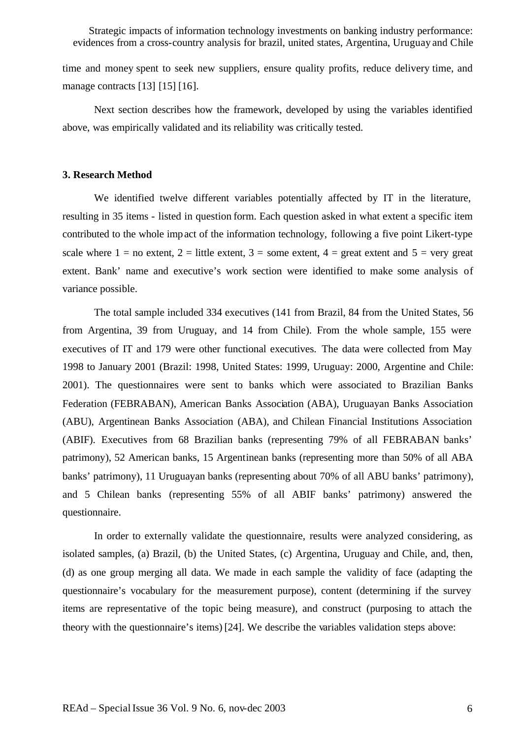time and money spent to seek new suppliers, ensure quality profits, reduce delivery time, and manage contracts [13] [15] [16].

Next section describes how the framework, developed by using the variables identified above, was empirically validated and its reliability was critically tested.

### 3. Research Method

We identified twelve different variables potentially affected by IT in the literature, resulting in 35 items - listed in question form. Each question asked in what extent a specific item contributed to the whole impact of the information technology, following a five point Likert-type scale where 1 = no extent, 2 = little extent, 3 = some extent, 4 = great extent and 5 = very great extent. Bank' name and executive's work section were identified to make some analysis of variance possible.

The total sample included 334 executives (141 from Brazil, 84 from the United States, 56 from Argentina, 39 from Uruguay, and 14 from Chile). From the whole sample, 155 were executives of IT and 179 were other functional executives. The data were collected from May 1998 to January 2001 (Brazil: 1998, United States: 1999, Uruguay: 2000, Argentine and Chile: 2001). The questionnaires were sent to banks which were associated to Brazilian Banks Federation (FEBRABAN), American Banks Association (ABA), Uruguayan Banks Association (ABU), Argentinean Banks Association (ABA), and Chilean Financial Institutions Association (ABIF). Executives from 68 Brazilian banks (representing 79% of all FEBRABAN banks' patrimony), 52 American banks, 15 Argentinean banks (representing more than 50% of all ABA banks' patrimony), 11 Uruguayan banks (representing about 70% of all ABU banks' patrimony), and 5 Chilean banks (representing 55% of all ABIF banks' patrimony) answered the questionnaire.

In order to externally validate the questionnaire, results were analyzed considering, as isolated samples, (a) Brazil, (b) the United States, (c) Argentina, Uruguay and Chile, and, then, (d) as one group merging all data. We made in each sample the validity of face (adapting the questionnaire's vocabulary for the measurement purpose), content (determining if the survey items are representative of the topic being measure), and construct (purposing to attach the theory with the questionnaire's items) [24]. We describe the variables validation steps above: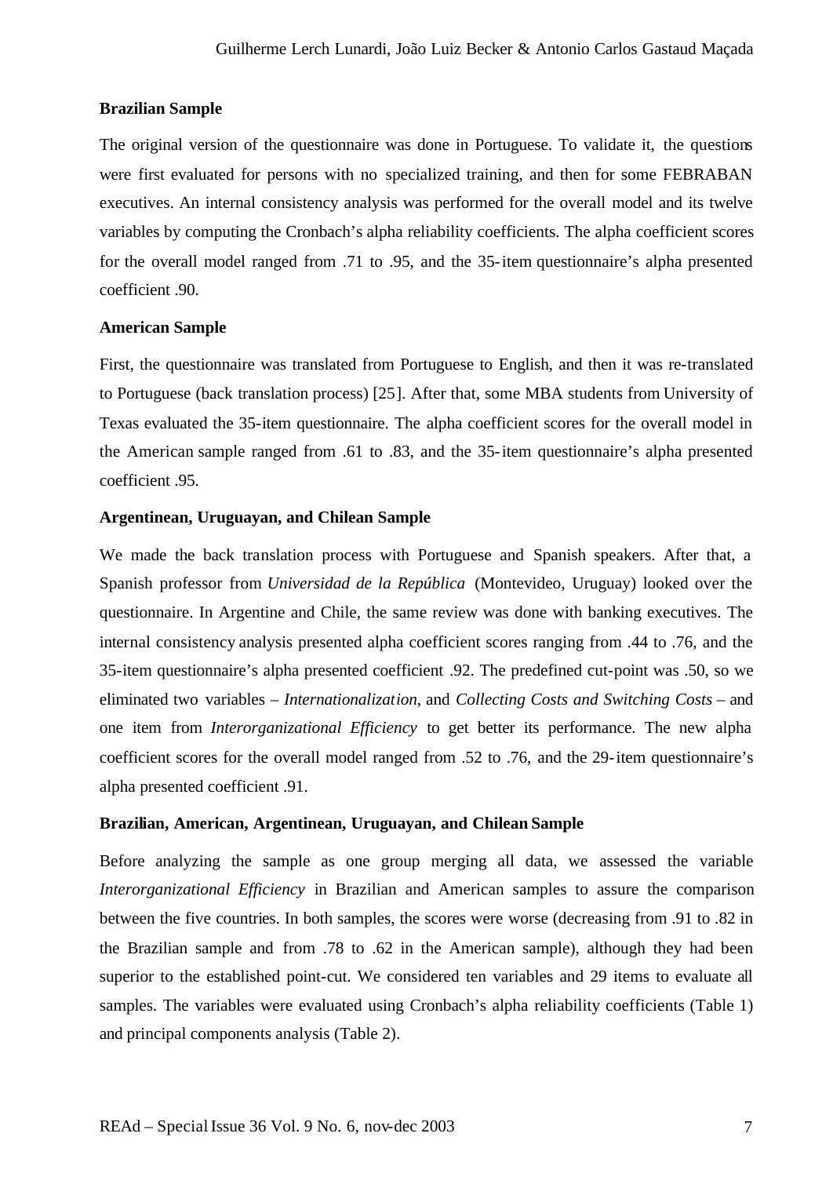**Brazilian Sample**

The original version of the questionnaire was done in Portuguese. To validate it, the questions were first evaluated for persons with no specialized training, and then for some FEBRABAN executives. An internal consistency analysis was performed for the overall model and its twelve variables by computing the Cronbach's alpha reliability coefficients. The alpha coefficient scores for the overall model ranged from .71 to .95, and the 35-item questionnaire's alpha presented coefficient .90.

**American Sample**

First, the questionnaire was translated from Portuguese to English, and then it was re-translated to Portuguese (back translation process) [25]. After that, some MBA students from University of Texas evaluated the 35-item questionnaire. The alpha coefficient scores for the overall model in the American sample ranged from .61 to .83, and the 35-item questionnaire's alpha presented coefficient .95.

**Argentinean, Uruguayan, and Chilean Sample**

We made the back translation process with Portuguese and Spanish speakers. After that, a Spanish professor from *Universidad de la República* (Montevideo, Uruguay) looked over the questionnaire. In Argentine and Chile, the same review was done with banking executives. The internal consistency analysis presented alpha coefficient scores ranging from .44 to .76, and the 35-item questionnaire's alpha presented coefficient .92. The predefined cut-point was .50, so we eliminated two variables – *Internationalization*, and *Collecting Costs and Switching Costs* – and one item from *Interorganizational Efficiency* to get better its performance. The new alpha coefficient scores for the overall model ranged from .52 to .76, and the 29-item questionnaire's alpha presented coefficient .91.

**Brazilian, American, Argentinean, Uruguayan, and Chilean Sample**

Before analyzing the sample as one group merging all data, we assessed the variable *Interorganizational Efficiency* in Brazilian and American samples to assure the comparison between the five countries. In both samples, the scores were worse (decreasing from .91 to .82 in the Brazilian sample and from .78 to .62 in the American sample), although they had been superior to the established point-cut. We considered ten variables and 29 items to evaluate all samples. The variables were evaluated using Cronbach's alpha reliability coefficients (Table 1) and principal components analysis (Table 2).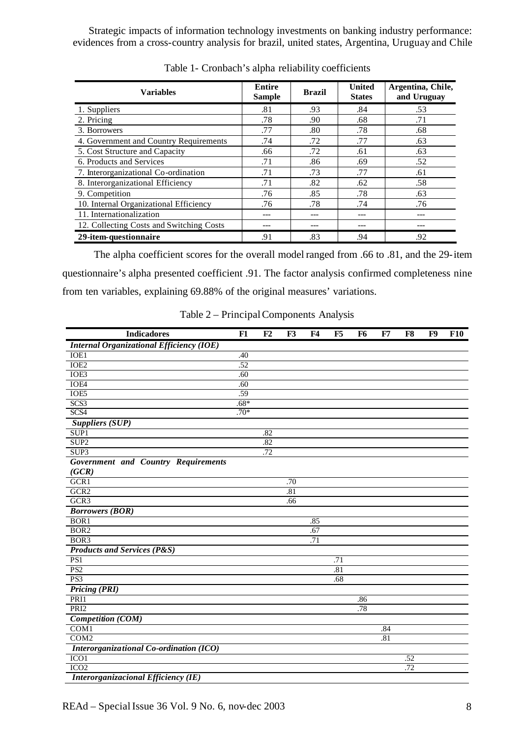Table 1- Cronbach's alpha reliability coefficients

| Variables | Entire Sample | Brazil | United States | Argentina, Chile, and Uruguay |
|---|---|---|---|---|
| 1. Suppliers | .81 | .93 | .84 | .53 |
| 2. Pricing | .78 | .90 | .68 | .71 |
| 3. Borrowers | .77 | .80 | .78 | .68 |
| 4. Government and Country Requirements | .74 | .72 | .77 | .63 |
| 5. Cost Structure and Capacity | .66 | .72 | .61 | .63 |
| 6. Products and Services | .71 | .86 | .69 | .52 |
| 7. Interorganizational Co-ordination | .71 | .73 | .77 | .61 |
| 8. Interorganizational Efficiency | .71 | .82 | .62 | .58 |
| 9. Competition | .76 | .85 | .78 | .63 |
| 10. Internal Organizational Efficiency | .76 | .78 | .74 | .76 |
| 11. Internationalization | --- | --- | --- | --- |
| 12. Collecting Costs and Switching Costs | --- | --- | --- | --- |
| **29-item-questionnaire** | .91 | .83 | .94 | .92 |

The alpha coefficient scores for the overall model ranged from .66 to .81, and the 29-item questionnaire's alpha presented coefficient .91. The factor analysis confirmed completeness nine from ten variables, explaining 69.88% of the original measures' variations.

Table 2 – Principal Components Analysis

| Indicadores | F1 | F2 | F3 | F4 | F5 | F6 | F7 | F8 | F9 | F10 |
|---|---|---|---|---|---|---|---|---|---|---|
| ***Internal Organizational Efficiency (IOE)*** | | | | | | | | | | |
| IOE1 | .40 | | | | | | | | | |
| IOE2 | .52 | | | | | | | | | |
| IOE3 | .60 | | | | | | | | | |
| IOE4 | .60 | | | | | | | | | |
| IOE5 | .59 | | | | | | | | | |
| SCS3 | .68* | | | | | | | | | |
| SCS4 | .70* | | | | | | | | | |
| ***Suppliers (SUP)*** | | | | | | | | | | |
| SUP1 | | .82 | | | | | | | | |
| SUP2 | | .82 | | | | | | | | |
| SUP3 | | .72 | | | | | | | | |
| ***Government and Country Requirements (GCR)*** | | | | | | | | | | |
| GCR1 | | | .70 | | | | | | | |
| GCR2 | | | .81 | | | | | | | |
| GCR3 | | | .66 | | | | | | | |
| ***Borrowers (BOR)*** | | | | | | | | | | |
| BOR1 | | | | .85 | | | | | | |
| BOR2 | | | | .67 | | | | | | |
| BOR3 | | | | .71 | | | | | | |
| ***Products and Services (P&S)*** | | | | | | | | | | |
| PS1 | | | | | .71 | | | | | |
| PS2 | | | | | .81 | | | | | |
| PS3 | | | | | .68 | | | | | |
| ***Pricing (PRI)*** | | | | | | | | | | |
| PRI1 | | | | | | .86 | | | | |
| PRI2 | | | | | | .78 | | | | |
| ***Competition (COM)*** | | | | | | | | | | |
| COM1 | | | | | | | .84 | | | |
| COM2 | | | | | | | .81 | | | |
| ***Interorganizational Co-ordination (ICO)*** | | | | | | | | | | |
| ICO1 | | | | | | | | .52 | | |
| ICO2 | | | | | | | | .72 | | |
| ***Interorganizacional Efficiency (IE)*** | | | | | | | | | | |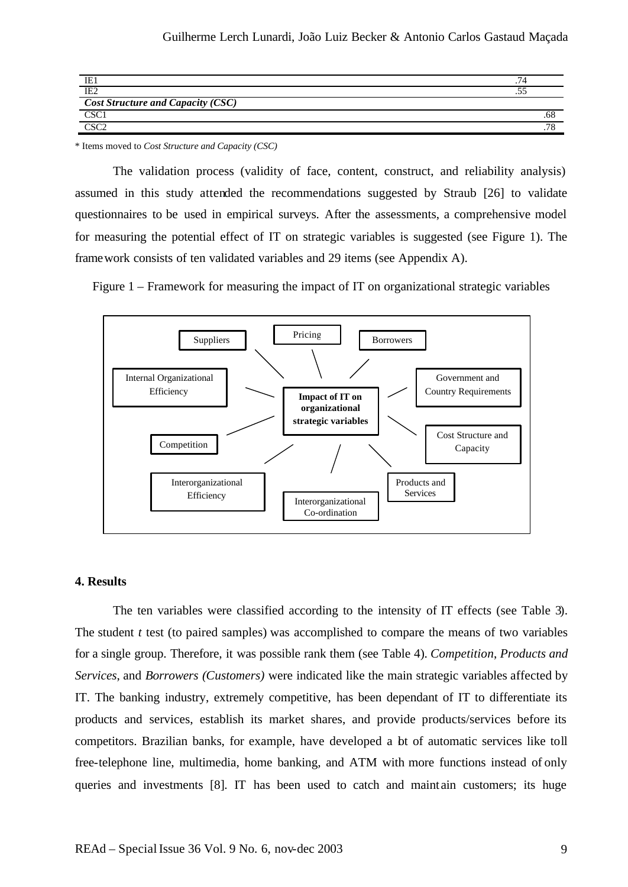| | | |
|---|---|---|
| IE1 | .74 | |
| IE2 | .55 | |
| ***Cost Structure and Capacity (CSC)*** | | |
| CSC1 | | .68 |
| CSC2 | | .78 |

\* Items moved to *Cost Structure and Capacity (CSC)*

The validation process (validity of face, content, construct, and reliability analysis) assumed in this study attended the recommendations suggested by Straub [26] to validate questionnaires to be used in empirical surveys. After the assessments, a comprehensive model for measuring the potential effect of IT on strategic variables is suggested (see Figure 1). The framework consists of ten validated variables and 29 items (see Appendix A).

Figure 1 – Framework for measuring the impact of IT on organizational strategic variables

Impact of IT on organizational strategic variables: Suppliers; Pricing; Borrowers; Internal Organizational Efficiency; Government and Country Requirements; Competition; Cost Structure and Capacity; Interorganizational Efficiency; Interorganizational Co-ordination; Products and Services

## 4. Results

The ten variables were classified according to the intensity of IT effects (see Table 3). The student *t* test (to paired samples) was accomplished to compare the means of two variables for a single group. Therefore, it was possible rank them (see Table 4). *Competition*, *Products and Services*, and *Borrowers (Customers)* were indicated like the main strategic variables affected by IT. The banking industry, extremely competitive, has been dependant of IT to differentiate its products and services, establish its market shares, and provide products/services before its competitors. Brazilian banks, for example, have developed a lot of automatic services like toll free-telephone line, multimedia, home banking, and ATM with more functions instead of only queries and investments [8]. IT has been used to catch and maintain customers; its huge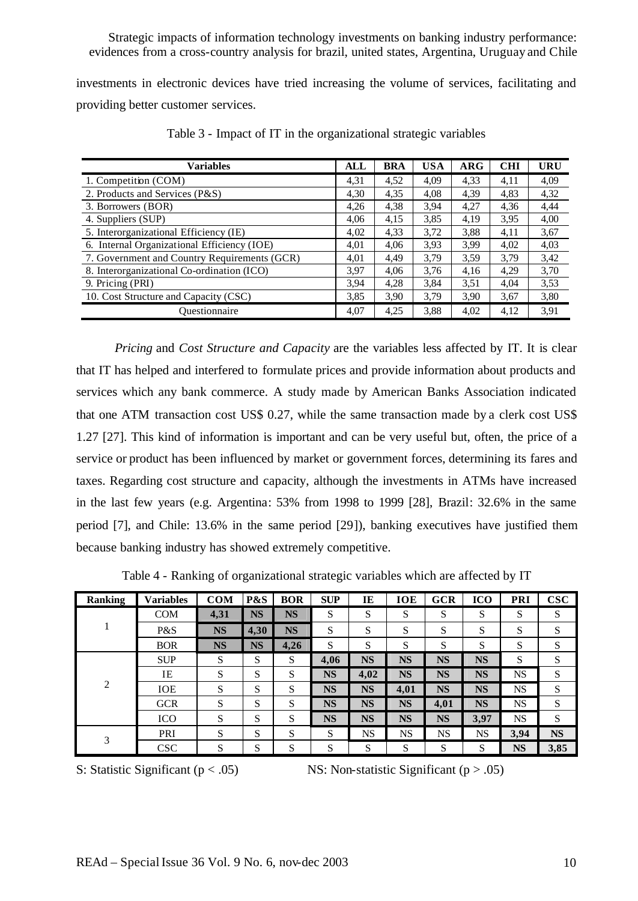investments in electronic devices have tried increasing the volume of services, facilitating and providing better customer services.

Table 3 - Impact of IT in the organizational strategic variables

| Variables | ALL | BRA | USA | ARG | CHI | URU |
|---|---|---|---|---|---|---|
| 1. Competition (COM) | 4,31 | 4,52 | 4,09 | 4,33 | 4,11 | 4,09 |
| 2. Products and Services (P&S) | 4,30 | 4,35 | 4,08 | 4,39 | 4,83 | 4,32 |
| 3. Borrowers (BOR) | 4,26 | 4,38 | 3,94 | 4,27 | 4,36 | 4,44 |
| 4. Suppliers (SUP) | 4,06 | 4,15 | 3,85 | 4,19 | 3,95 | 4,00 |
| 5. Interorganizational Efficiency (IE) | 4,02 | 4,33 | 3,72 | 3,88 | 4,11 | 3,67 |
| 6. Internal Organizational Efficiency (IOE) | 4,01 | 4,06 | 3,93 | 3,99 | 4,02 | 4,03 |
| 7. Government and Country Requirements (GCR) | 4,01 | 4,49 | 3,79 | 3,59 | 3,79 | 3,42 |
| 8. Interorganizational Co-ordination (ICO) | 3,97 | 4,06 | 3,76 | 4,16 | 4,29 | 3,70 |
| 9. Pricing (PRI) | 3,94 | 4,28 | 3,84 | 3,51 | 4,04 | 3,53 |
| 10. Cost Structure and Capacity (CSC) | 3,85 | 3,90 | 3,79 | 3,90 | 3,67 | 3,80 |
| Questionnaire | 4,07 | 4,25 | 3,88 | 4,02 | 4,12 | 3,91 |

*Pricing* and *Cost Structure and Capacity* are the variables less affected by IT. It is clear that IT has helped and interfered to formulate prices and provide information about products and services which any bank commerce. A study made by American Banks Association indicated that one ATM transaction cost US$ 0.27, while the same transaction made by a clerk cost US$ 1.27 [27]. This kind of information is important and can be very useful but, often, the price of a service or product has been influenced by market or government forces, determining its fares and taxes. Regarding cost structure and capacity, although the investments in ATMs have increased in the last few years (e.g. Argentina: 53% from 1998 to 1999 [28], Brazil: 32.6% in the same period [7], and Chile: 13.6% in the same period [29]), banking executives have justified them because banking industry has showed extremely competitive.

Table 4 - Ranking of organizational strategic variables which are affected by IT

| Ranking | Variables | COM | P&S | BOR | SUP | IE | IOE | GCR | ICO | PRI | CSC |
|---|---|---|---|---|---|---|---|---|---|---|---|
| 1 | COM | **4,31** | **NS** | **NS** | S | S | S | S | S | S | S |
| | P&S | **NS** | **4,30** | **NS** | S | S | S | S | S | S | S |
| | BOR | **NS** | **NS** | **4,26** | S | S | S | S | S | S | S |
| 2 | SUP | S | S | S | **4,06** | **NS** | **NS** | **NS** | **NS** | S | S |
| | IE | S | S | S | **NS** | **4,02** | **NS** | **NS** | **NS** | NS | S |
| | IOE | S | S | S | **NS** | **NS** | **4,01** | **NS** | **NS** | NS | S |
| | GCR | S | S | S | **NS** | **NS** | **NS** | **4,01** | **NS** | NS | S |
| | ICO | S | S | S | **NS** | **NS** | **NS** | **NS** | **3,97** | NS | S |
| 3 | PRI | S | S | S | S | NS | NS | NS | NS | **3,94** | **NS** |
| | CSC | S | S | S | S | S | S | S | S | **NS** | **3,85** |

S: Statistic Significant ($p < .05$) NS: Non-statistic Significant ($p > .05$)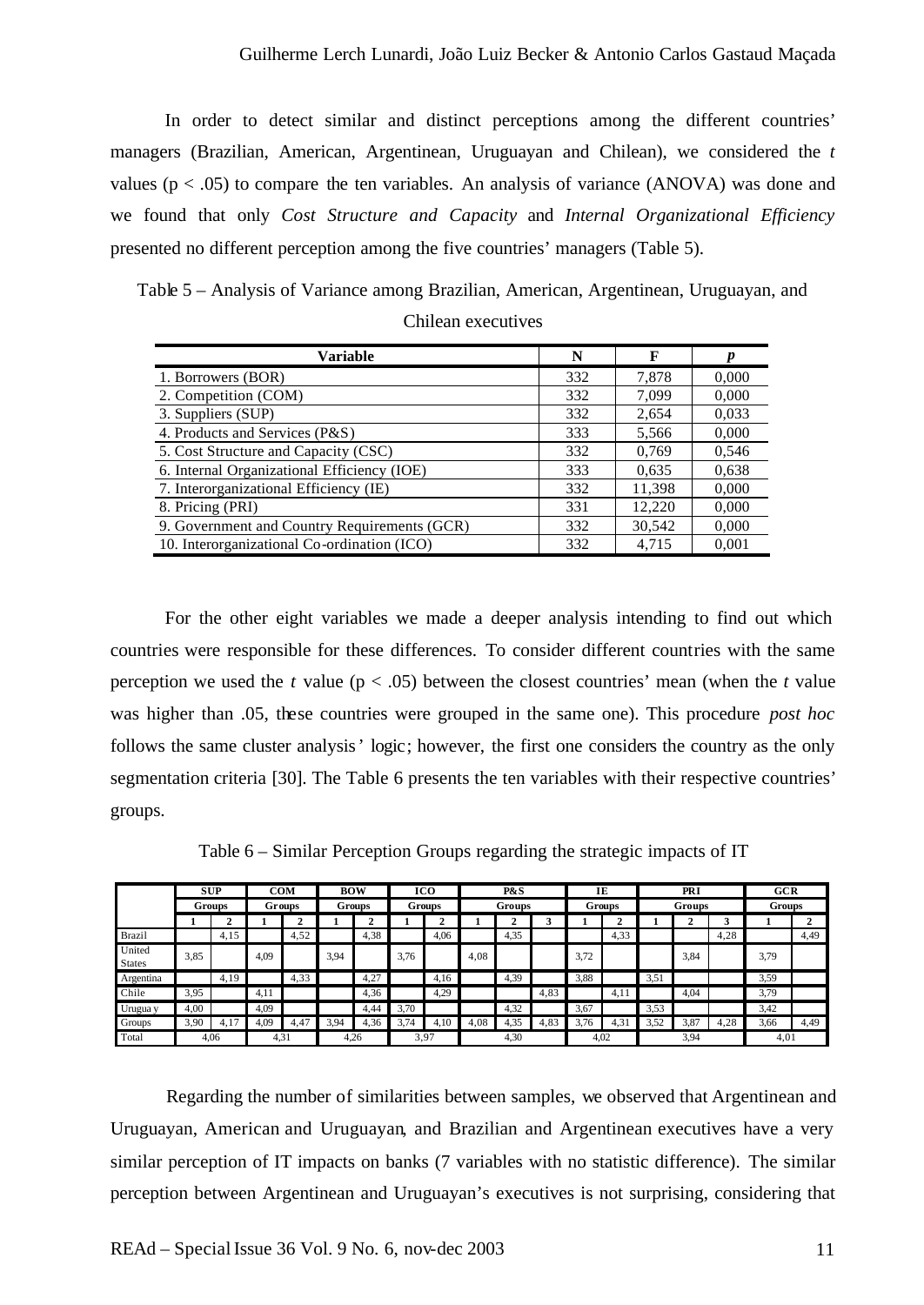In order to detect similar and distinct perceptions among the different countries' managers (Brazilian, American, Argentinean, Uruguayan and Chilean), we considered the *t* values ($p < .05$) to compare the ten variables. An analysis of variance (ANOVA) was done and we found that only *Cost Structure and Capacity* and *Internal Organizational Efficiency* presented no different perception among the five countries' managers (Table 5).

Table 5 – Analysis of Variance among Brazilian, American, Argentinean, Uruguayan, and Chilean executives

| Variable | N | F | *p* |
|---|---|---|---|
| 1. Borrowers (BOR) | 332 | 7,878 | 0,000 |
| 2. Competition (COM) | 332 | 7,099 | 0,000 |
| 3. Suppliers (SUP) | 332 | 2,654 | 0,033 |
| 4. Products and Services (P&S) | 333 | 5,566 | 0,000 |
| 5. Cost Structure and Capacity (CSC) | 332 | 0,769 | 0,546 |
| 6. Internal Organizational Efficiency (IOE) | 333 | 0,635 | 0,638 |
| 7. Interorganizational Efficiency (IE) | 332 | 11,398 | 0,000 |
| 8. Pricing (PRI) | 331 | 12,220 | 0,000 |
| 9. Government and Country Requirements (GCR) | 332 | 30,542 | 0,000 |
| 10. Interorganizational Co-ordination (ICO) | 332 | 4,715 | 0,001 |

For the other eight variables we made a deeper analysis intending to find out which countries were responsible for these differences. To consider different countries with the same perception we used the *t* value ($p < .05$) between the closest countries' mean (when the *t* value was higher than .05, these countries were grouped in the same one). This procedure *post hoc* follows the same cluster analysis' logic; however, the first one considers the country as the only segmentation criteria [30]. The Table 6 presents the ten variables with their respective countries' groups.

Table 6 – Similar Perception Groups regarding the strategic impacts of IT

| | SUP | | COM | | BOW | | ICO | | P&S | | | IE | | PRI | | | GCR | |
|---|---|---|---|---|---|---|---|---|---|---|---|---|---|---|---|---|---|---|
| | Groups | | Groups | | Groups | | Groups | | Groups | | | Groups | | Groups | | | Groups | |
| | 1 | 2 | 1 | 2 | 1 | 2 | 1 | 2 | 1 | 2 | 3 | 1 | 2 | 1 | 2 | 3 | 1 | 2 |
| Brazil | | 4,15 | | 4,52 | | 4,38 | | 4,06 | | 4,35 | | | 4,33 | | | 4,28 | | 4,49 |
| United States | 3,85 | | 4,09 | | 3,94 | | 3,76 | | 4,08 | | | 3,72 | | | 3,84 | | 3,79 | |
| Argentina | | 4,19 | | 4,33 | | 4,27 | | 4,16 | | 4,39 | | 3,88 | | 3,51 | | | 3,59 | |
| Chile | 3,95 | | 4,11 | | | 4,36 | | 4,29 | | | 4,83 | | 4,11 | | 4,04 | | 3,79 | |
| Uruguay | 4,00 | | 4,09 | | | 4,44 | 3,70 | | | 4,32 | | 3,67 | | 3,53 | | | 3,42 | |
| Groups | 3,90 | 4,17 | 4,09 | 4,47 | 3,94 | 4,36 | 3,74 | 4,10 | 4,08 | 4,35 | 4,83 | 3,76 | 4,31 | 3,52 | 3,87 | 4,28 | 3,66 | 4,49 |
| Total | 4,06 | | 4,31 | | 4,26 | | 3,97 | | 4,30 | | | 4,02 | | 3,94 | | | 4,01 | |

Regarding the number of similarities between samples, we observed that Argentinean and Uruguayan, American and Uruguayan, and Brazilian and Argentinean executives have a very similar perception of IT impacts on banks (7 variables with no statistic difference). The similar perception between Argentinean and Uruguayan's executives is not surprising, considering that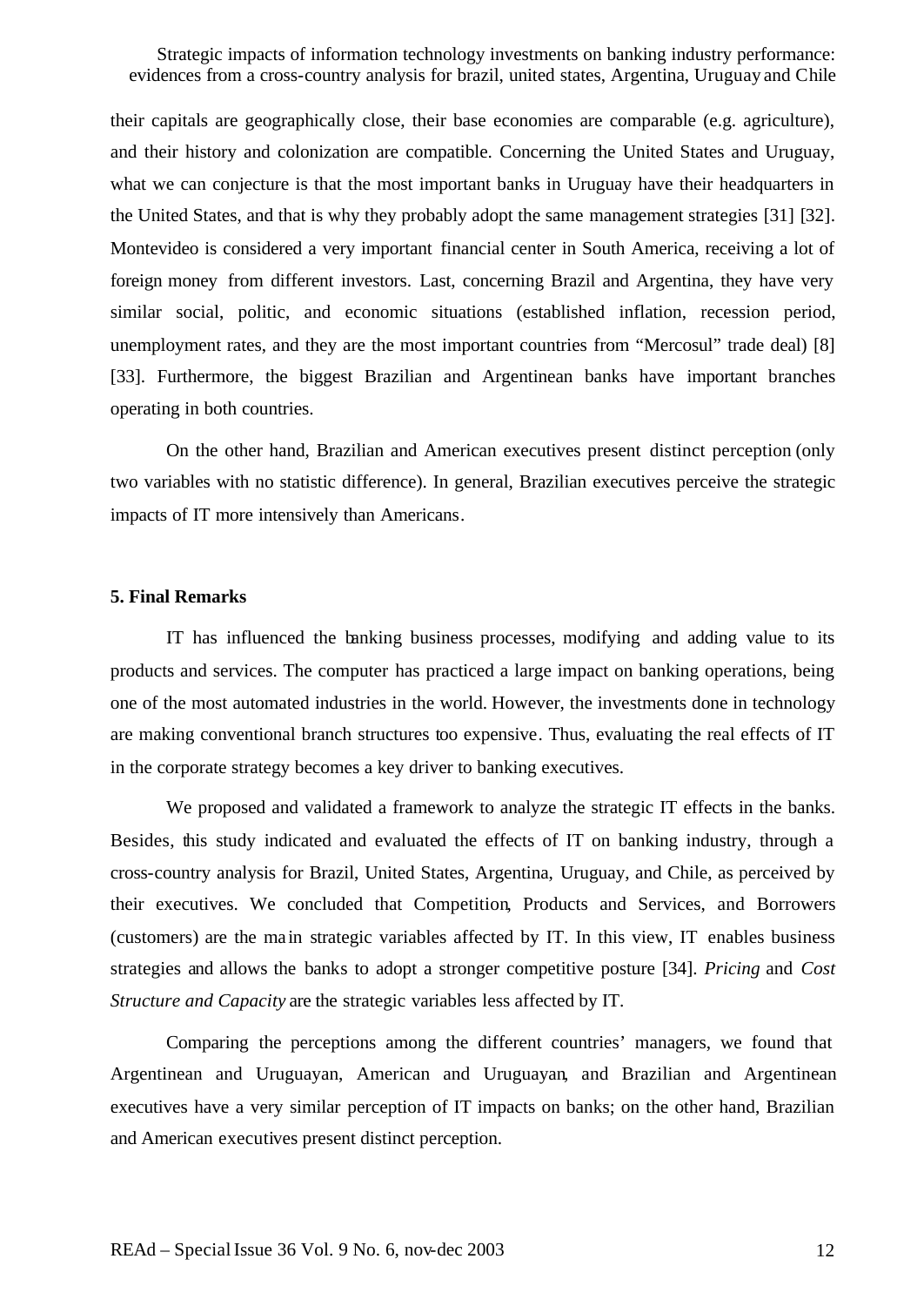their capitals are geographically close, their base economies are comparable (e.g. agriculture), and their history and colonization are compatible. Concerning the United States and Uruguay, what we can conjecture is that the most important banks in Uruguay have their headquarters in the United States, and that is why they probably adopt the same management strategies [31] [32]. Montevideo is considered a very important financial center in South America, receiving a lot of foreign money from different investors. Last, concerning Brazil and Argentina, they have very similar social, politic, and economic situations (established inflation, recession period, unemployment rates, and they are the most important countries from "Mercosul" trade deal) [8] [33]. Furthermore, the biggest Brazilian and Argentinean banks have important branches operating in both countries.

On the other hand, Brazilian and American executives present distinct perception (only two variables with no statistic difference). In general, Brazilian executives perceive the strategic impacts of IT more intensively than Americans.

## 5. Final Remarks

IT has influenced the banking business processes, modifying and adding value to its products and services. The computer has practiced a large impact on banking operations, being one of the most automated industries in the world. However, the investments done in technology are making conventional branch structures too expensive. Thus, evaluating the real effects of IT in the corporate strategy becomes a key driver to banking executives.

We proposed and validated a framework to analyze the strategic IT effects in the banks. Besides, this study indicated and evaluated the effects of IT on banking industry, through a cross-country analysis for Brazil, United States, Argentina, Uruguay, and Chile, as perceived by their executives. We concluded that Competition, Products and Services, and Borrowers (customers) are the main strategic variables affected by IT. In this view, IT enables business strategies and allows the banks to adopt a stronger competitive posture [34]. *Pricing* and *Cost Structure and Capacity* are the strategic variables less affected by IT.

Comparing the perceptions among the different countries' managers, we found that Argentinean and Uruguayan, American and Uruguayan, and Brazilian and Argentinean executives have a very similar perception of IT impacts on banks; on the other hand, Brazilian and American executives present distinct perception.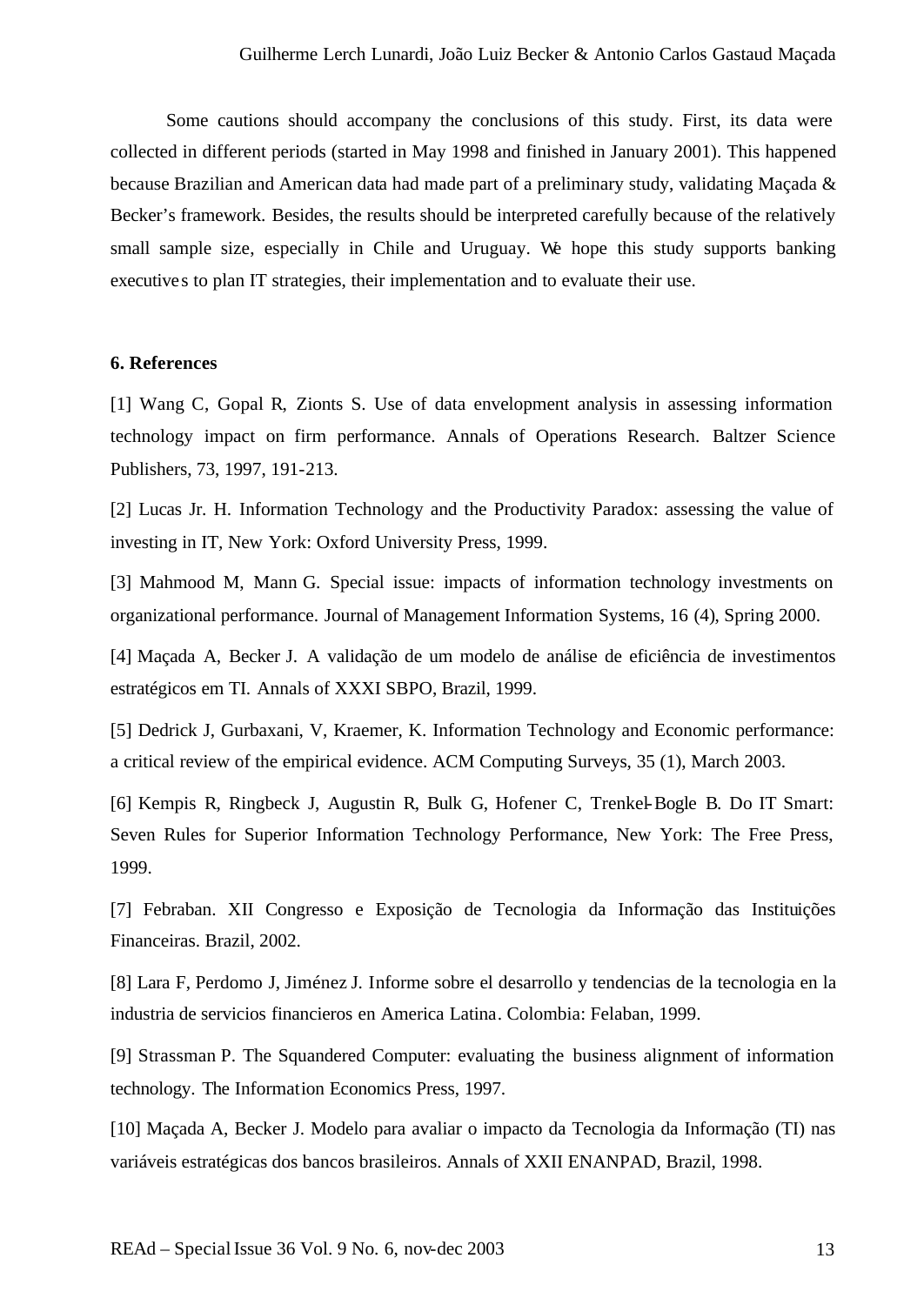Some cautions should accompany the conclusions of this study. First, its data were collected in different periods (started in May 1998 and finished in January 2001). This happened because Brazilian and American data had made part of a preliminary study, validating Maçada & Becker's framework. Besides, the results should be interpreted carefully because of the relatively small sample size, especially in Chile and Uruguay. We hope this study supports banking executives to plan IT strategies, their implementation and to evaluate their use.

### 6. References

[1] Wang C, Gopal R, Zionts S. Use of data envelopment analysis in assessing information technology impact on firm performance. Annals of Operations Research. Baltzer Science Publishers, 73, 1997, 191-213.

[2] Lucas Jr. H. Information Technology and the Productivity Paradox: assessing the value of investing in IT, New York: Oxford University Press, 1999.

[3] Mahmood M, Mann G. Special issue: impacts of information technology investments on organizational performance. Journal of Management Information Systems, 16 (4), Spring 2000.

[4] Maçada A, Becker J. A validação de um modelo de análise de eficiência de investimentos estratégicos em TI. Annals of XXXI SBPO, Brazil, 1999.

[5] Dedrick J, Gurbaxani, V, Kraemer, K. Information Technology and Economic performance: a critical review of the empirical evidence. ACM Computing Surveys, 35 (1), March 2003.

[6] Kempis R, Ringbeck J, Augustin R, Bulk G, Hofener C, Trenkel-Bogle B. Do IT Smart: Seven Rules for Superior Information Technology Performance, New York: The Free Press, 1999.

[7] Febraban. XII Congresso e Exposição de Tecnologia da Informação das Instituições Financeiras. Brazil, 2002.

[8] Lara F, Perdomo J, Jiménez J. Informe sobre el desarrollo y tendencias de la tecnologia en la industria de servicios financieros en America Latina. Colombia: Felaban, 1999.

[9] Strassman P. The Squandered Computer: evaluating the business alignment of information technology. The Information Economics Press, 1997.

[10] Maçada A, Becker J. Modelo para avaliar o impacto da Tecnologia da Informação (TI) nas variáveis estratégicas dos bancos brasileiros. Annals of XXII ENANPAD, Brazil, 1998.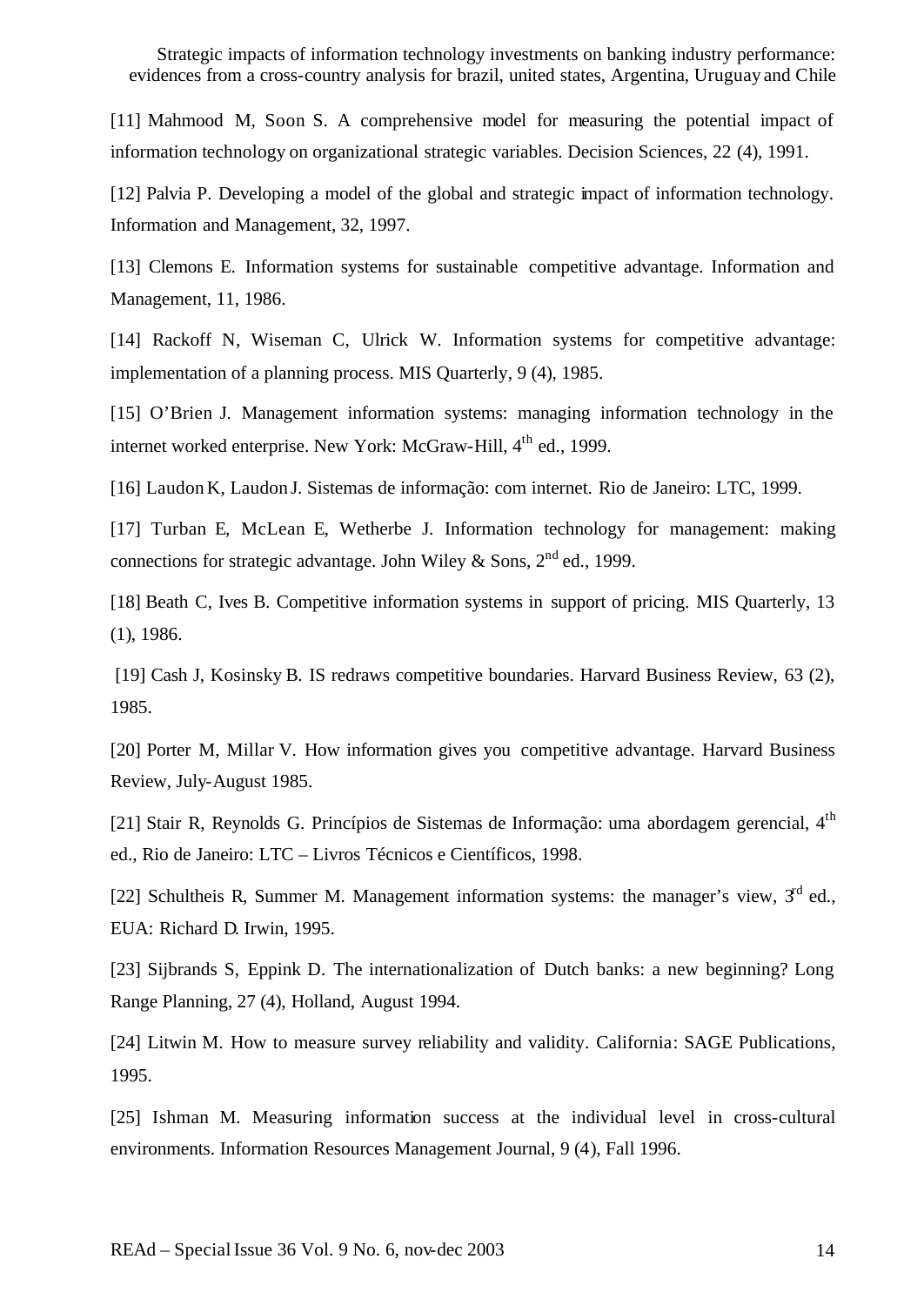[11] Mahmood M, Soon S. A comprehensive model for measuring the potential impact of information technology on organizational strategic variables. Decision Sciences, 22 (4), 1991.

[12] Palvia P. Developing a model of the global and strategic impact of information technology. Information and Management, 32, 1997.

[13] Clemons E. Information systems for sustainable competitive advantage. Information and Management, 11, 1986.

[14] Rackoff N, Wiseman C, Ulrick W. Information systems for competitive advantage: implementation of a planning process. MIS Quarterly, 9 (4), 1985.

[15] O'Brien J. Management information systems: managing information technology in the internet worked enterprise. New York: McGraw-Hill, 4th ed., 1999.

[16] Laudon K, Laudon J. Sistemas de informação: com internet. Rio de Janeiro: LTC, 1999.

[17] Turban E, McLean E, Wetherbe J. Information technology for management: making connections for strategic advantage. John Wiley & Sons, 2nd ed., 1999.

[18] Beath C, Ives B. Competitive information systems in support of pricing. MIS Quarterly, 13 (1), 1986.

[19] Cash J, Kosinsky B. IS redraws competitive boundaries. Harvard Business Review, 63 (2), 1985.

[20] Porter M, Millar V. How information gives you competitive advantage. Harvard Business Review, July-August 1985.

[21] Stair R, Reynolds G. Princípios de Sistemas de Informação: uma abordagem gerencial, 4th ed., Rio de Janeiro: LTC – Livros Técnicos e Científicos, 1998.

[22] Schultheis R, Summer M. Management information systems: the manager's view, 3rd ed., EUA: Richard D. Irwin, 1995.

[23] Sijbrands S, Eppink D. The internationalization of Dutch banks: a new beginning? Long Range Planning, 27 (4), Holland, August 1994.

[24] Litwin M. How to measure survey reliability and validity. California: SAGE Publications, 1995.

[25] Ishman M. Measuring information success at the individual level in cross-cultural environments. Information Resources Management Journal, 9 (4), Fall 1996.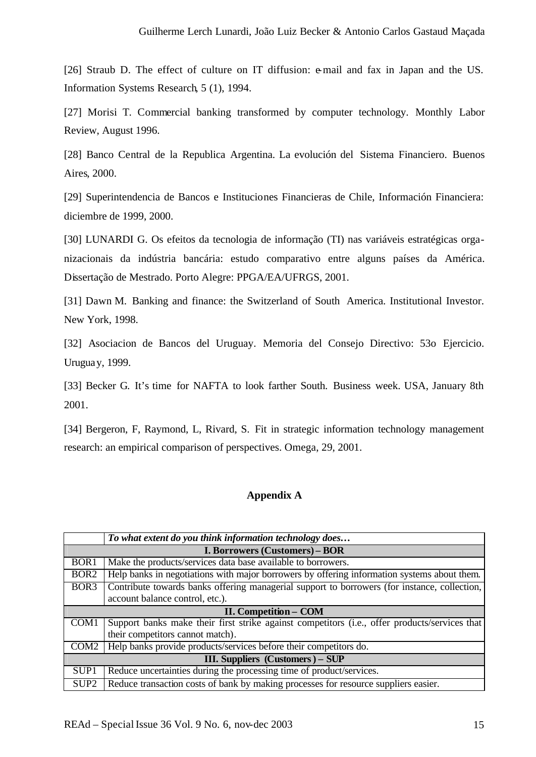[26] Straub D. The effect of culture on IT diffusion: e-mail and fax in Japan and the US. Information Systems Research, 5 (1), 1994.

[27] Morisi T. Commercial banking transformed by computer technology. Monthly Labor Review, August 1996.

[28] Banco Central de la Republica Argentina. La evolución del Sistema Financiero. Buenos Aires, 2000.

[29] Superintendencia de Bancos e Instituciones Financieras de Chile, Información Financiera: diciembre de 1999, 2000.

[30] LUNARDI G. Os efeitos da tecnologia de informação (TI) nas variáveis estratégicas organizacionais da indústria bancária: estudo comparativo entre alguns países da América. Dissertação de Mestrado. Porto Alegre: PPGA/EA/UFRGS, 2001.

[31] Dawn M. Banking and finance: the Switzerland of South America. Institutional Investor. New York, 1998.

[32] Asociacion de Bancos del Uruguay. Memoria del Consejo Directivo: 53o Ejercicio. Uruguay, 1999.

[33] Becker G. It's time for NAFTA to look farther South. Business week. USA, January 8th 2001.

[34] Bergeron, F, Raymond, L, Rivard, S. Fit in strategic information technology management research: an empirical comparison of perspectives. Omega, 29, 2001.

## Appendix A

| | ***To what extent do you think information technology does…*** |
|---|---|
| | **I. Borrowers (Customers) – BOR** |
| BOR1 | Make the products/services data base available to borrowers. |
| BOR2 | Help banks in negotiations with major borrowers by offering information systems about them. |
| BOR3 | Contribute towards banks offering managerial support to borrowers (for instance, collection, account balance control, etc.). |
| | **II. Competition – COM** |
| COM1 | Support banks make their first strike against competitors (i.e., offer products/services that their competitors cannot match). |
| COM2 | Help banks provide products/services before their competitors do. |
| | **III. Suppliers (Customers) – SUP** |
| SUP1 | Reduce uncertainties during the processing time of product/services. |
| SUP2 | Reduce transaction costs of bank by making processes for resource suppliers easier. |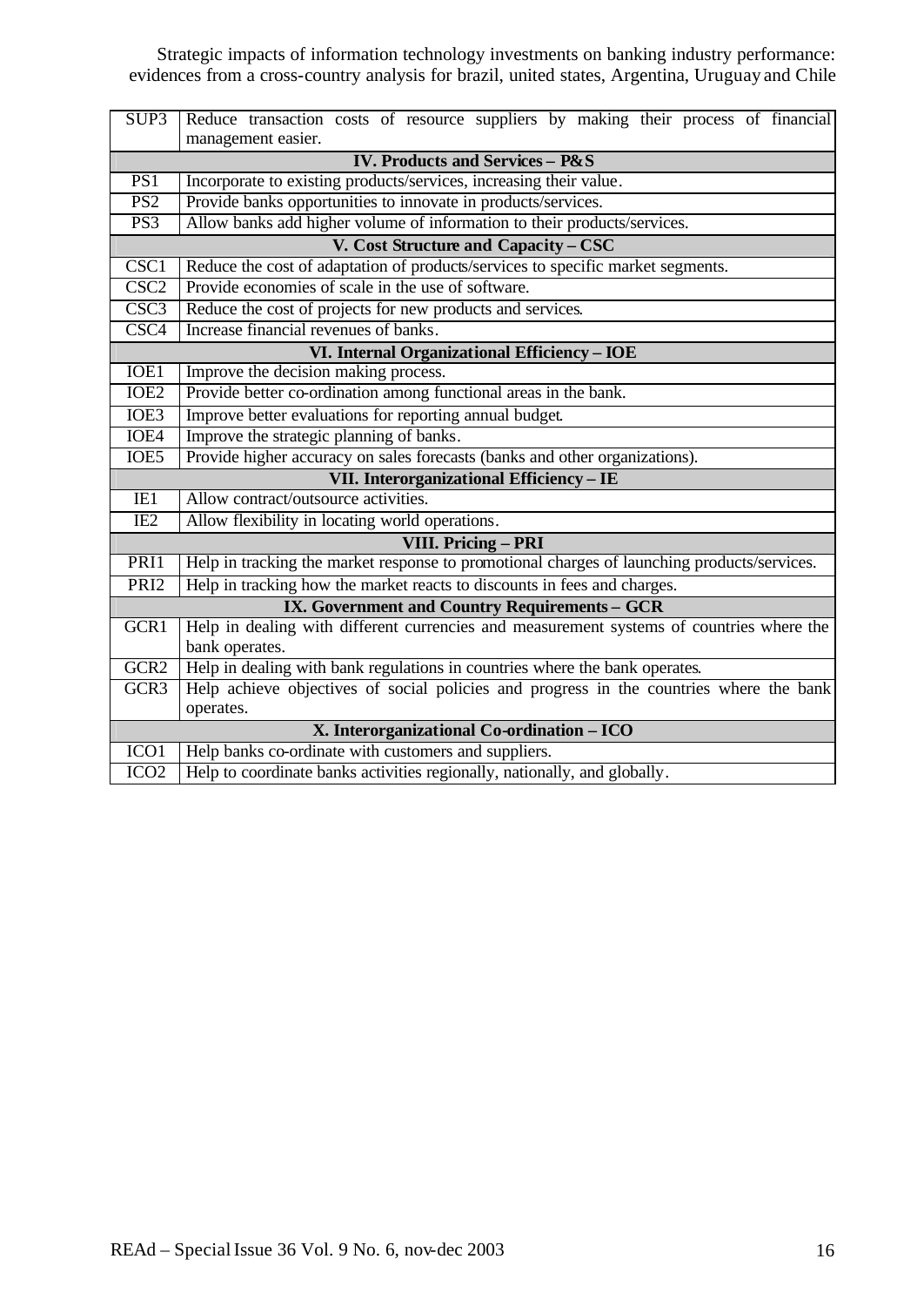| | |
|---|---|
| SUP3 | Reduce transaction costs of resource suppliers by making their process of financial management easier. |
| **IV. Products and Services – P&S** | |
| PS1 | Incorporate to existing products/services, increasing their value. |
| PS2 | Provide banks opportunities to innovate in products/services. |
| PS3 | Allow banks add higher volume of information to their products/services. |
| **V. Cost Structure and Capacity – CSC** | |
| CSC1 | Reduce the cost of adaptation of products/services to specific market segments. |
| CSC2 | Provide economies of scale in the use of software. |
| CSC3 | Reduce the cost of projects for new products and services. |
| CSC4 | Increase financial revenues of banks. |
| **VI. Internal Organizational Efficiency – IOE** | |
| IOE1 | Improve the decision making process. |
| IOE2 | Provide better co-ordination among functional areas in the bank. |
| IOE3 | Improve better evaluations for reporting annual budget. |
| IOE4 | Improve the strategic planning of banks. |
| IOE5 | Provide higher accuracy on sales forecasts (banks and other organizations). |
| **VII. Interorganizational Efficiency – IE** | |
| IE1 | Allow contract/outsource activities. |
| IE2 | Allow flexibility in locating world operations. |
| **VIII. Pricing – PRI** | |
| PRI1 | Help in tracking the market response to promotional charges of launching products/services. |
| PRI2 | Help in tracking how the market reacts to discounts in fees and charges. |
| **IX. Government and Country Requirements – GCR** | |
| GCR1 | Help in dealing with different currencies and measurement systems of countries where the bank operates. |
| GCR2 | Help in dealing with bank regulations in countries where the bank operates. |
| GCR3 | Help achieve objectives of social policies and progress in the countries where the bank operates. |
| **X. Interorganizational Co-ordination – ICO** | |
| ICO1 | Help banks co-ordinate with customers and suppliers. |
| ICO2 | Help to coordinate banks activities regionally, nationally, and globally. |